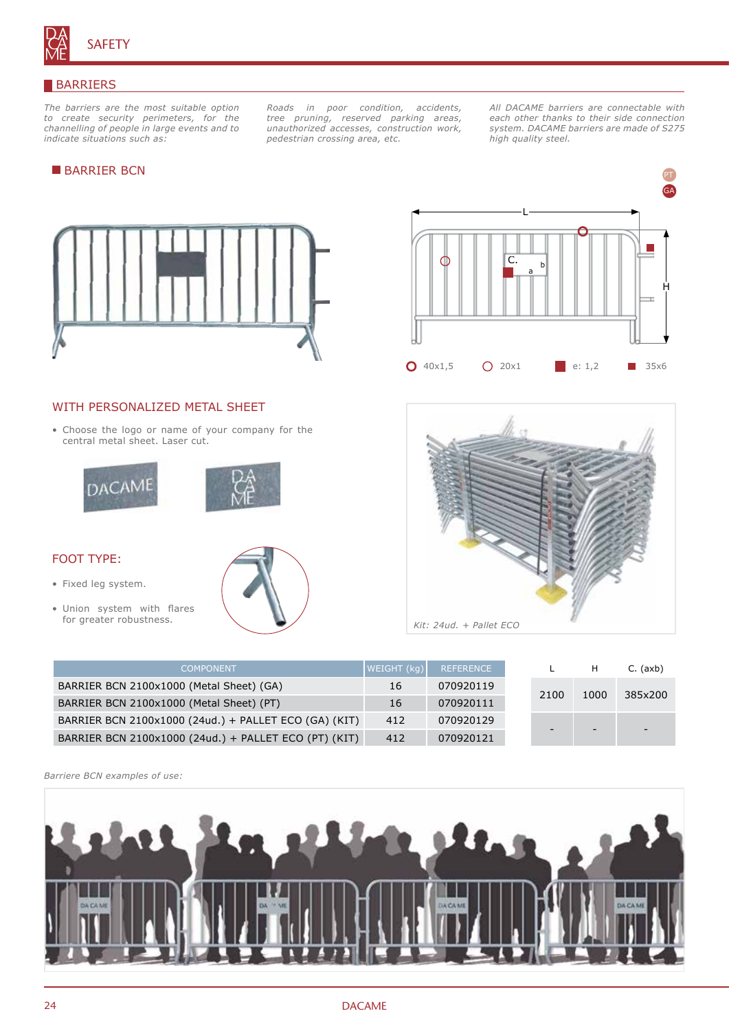# SAFETY

## BARRIERS

*The barriers are the most suitable option to create security perimeters, for the channelling of people in large events and to indicate situations such as:*

*Roads in poor condition, accidents, tree pruning, reserved parking areas, unauthorized accesses, construction work, pedestrian crossing area, etc.*

*All DACAME barriers are connectable with each other thanks to their side connection system. DACAME barriers are made of S275 high quality steel.*

### BARRIER BCN

PT

GA

40x1,5 &nbsp;&nbsp; 20x1 &nbsp;&nbsp; e: 1,2 &nbsp;&nbsp; 35x6

### WITH PERSONALIZED METAL SHEET

- Choose the logo or name of your company for the central metal sheet. Laser cut.

### FOOT TYPE:

- Fixed leg system.
- Union system with flares for greater robustness.

*Kit: 24ud. + Pallet ECO*

| COMPONENT | WEIGHT (kg) | REFERENCE |
|---|---|---|
| BARRIER BCN 2100x1000 (Metal Sheet) (GA) | 16 | 070920119 |
| BARRIER BCN 2100x1000 (Metal Sheet) (PT) | 16 | 070920111 |
| BARRIER BCN 2100x1000 (24ud.) + PALLET ECO (GA) (KIT) | 412 | 070920129 |
| BARRIER BCN 2100x1000 (24ud.) + PALLET ECO (PT) (KIT) | 412 | 070920121 |

| L | H | C. (axb) |
|---|---|---|
| 2100 | 1000 | 385x200 |
| - | - | - |

*Barriere BCN examples of use:*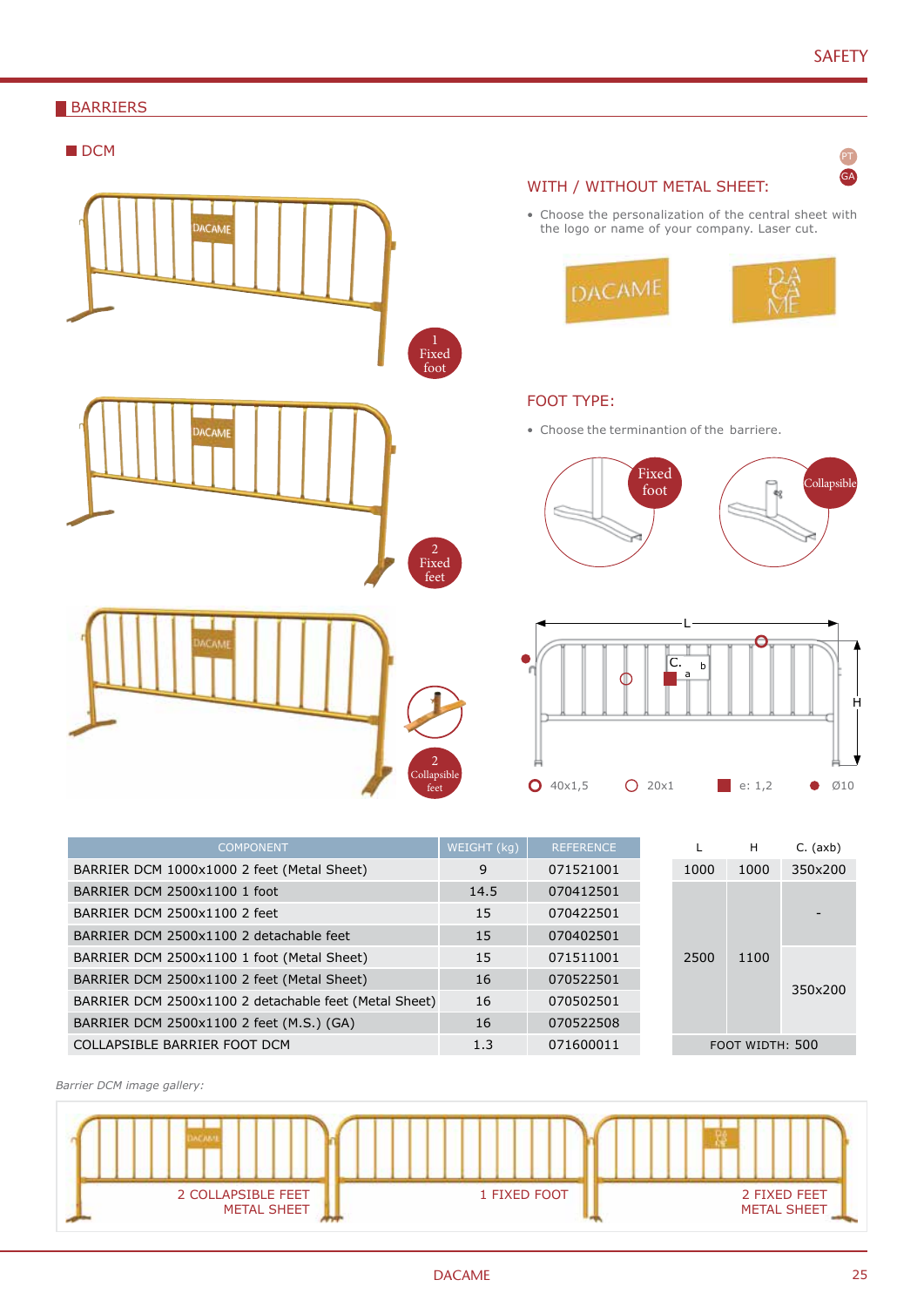## BARRIERS

### DCM

1 Fixed foot

2 Fixed feet

2 Collapsible feet

#### WITH / WITHOUT METAL SHEET:

- Choose the personalization of the central sheet with the logo or name of your company. Laser cut.

#### FOOT TYPE:

- Choose the termination of the barriere.

Fixed foot

Collapsible

40x1,5 — 20x1 — e: 1,2 — Ø10

| COMPONENT | WEIGHT (kg) | REFERENCE | L | H | C. (axb) |
|---|---|---|---|---|---|
| BARRIER DCM 1000x1000 2 feet (Metal Sheet) | 9 | 071521001 | 1000 | 1000 | 350x200 |
| BARRIER DCM 2500x1100 1 foot | 14.5 | 070412501 | 2500 | 1100 | - |
| BARRIER DCM 2500x1100 2 feet | 15 | 070422501 | 2500 | 1100 | - |
| BARRIER DCM 2500x1100 2 detachable feet | 15 | 070402501 | 2500 | 1100 | - |
| BARRIER DCM 2500x1100 1 foot (Metal Sheet) | 15 | 071511001 | 2500 | 1100 | 350x200 |
| BARRIER DCM 2500x1100 2 feet (Metal Sheet) | 16 | 070522501 | 2500 | 1100 | 350x200 |
| BARRIER DCM 2500x1100 2 detachable feet (Metal Sheet) | 16 | 070502501 | 2500 | 1100 | 350x200 |
| BARRIER DCM 2500x1100 2 feet (M.S.) (GA) | 16 | 070522508 | 2500 | 1100 | 350x200 |
| COLLAPSIBLE BARRIER FOOT DCM | 1.3 | 071600011 | FOOT WIDTH: 500 | | |

*Barrier DCM image gallery:*

2 COLLAPSIBLE FEET METAL SHEET — 1 FIXED FOOT — 2 FIXED FEET METAL SHEET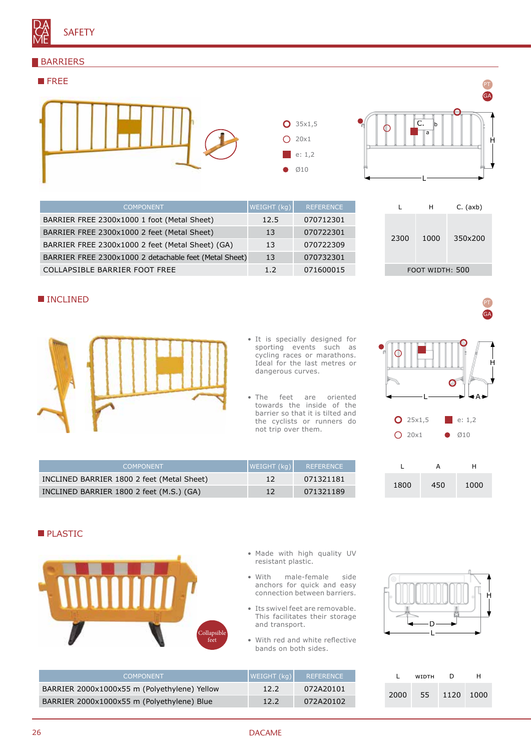# SAFETY

## BARRIERS

### FREE

PT
GA

- 35x1,5
- 20x1
- e: 1,2
- Ø10

| COMPONENT | WEIGHT (kg) | REFERENCE |
|---|---|---|
| BARRIER FREE 2300x1000 1 foot (Metal Sheet) | 12.5 | 070712301 |
| BARRIER FREE 2300x1000 2 feet (Metal Sheet) | 13 | 070722301 |
| BARRIER FREE 2300x1000 2 feet (Metal Sheet) (GA) | 13 | 070722309 |
| BARRIER FREE 2300x1000 2 detachable feet (Metal Sheet) | 13 | 070732301 |
| COLLAPSIBLE BARRIER FOOT FREE | 1.2 | 071600015 |

| L | H | C. (axb) |
|---|---|---|
| 2300 | 1000 | 350x200 |
| FOOT WIDTH: 500 | | |

### INCLINED

PT
GA

- It is specially designed for sporting events such as cycling races or marathons. Ideal for the last metres or dangerous curves.
- The feet are oriented towards the inside of the barrier so that it is tilted and the cyclists or runners do not trip over them.

- 25x1,5
- 20x1
- e: 1,2
- Ø10

| COMPONENT | WEIGHT (kg) | REFERENCE |
|---|---|---|
| INCLINED BARRIER 1800 2 feet (Metal Sheet) | 12 | 071321181 |
| INCLINED BARRIER 1800 2 feet (M.S.) (GA) | 12 | 071321189 |

| L | A | H |
|---|---|---|
| 1800 | 450 | 1000 |

### PLASTIC

Collapsible feet

- Made with high quality UV resistant plastic.
- With male-female side anchors for quick and easy connection between barriers.
- Its swivel feet are removable. This facilitates their storage and transport.
- With red and white reflective bands on both sides.

| COMPONENT | WEIGHT (kg) | REFERENCE |
|---|---|---|
| BARRIER 2000x1000x55 m (Polyethylene) Yellow | 12.2 | 072A20101 |
| BARRIER 2000x1000x55 m (Polyethylene) Blue | 12.2 | 072A20102 |

| L | WIDTH | D | H |
|---|---|---|---|
| 2000 | 55 | 1120 | 1000 |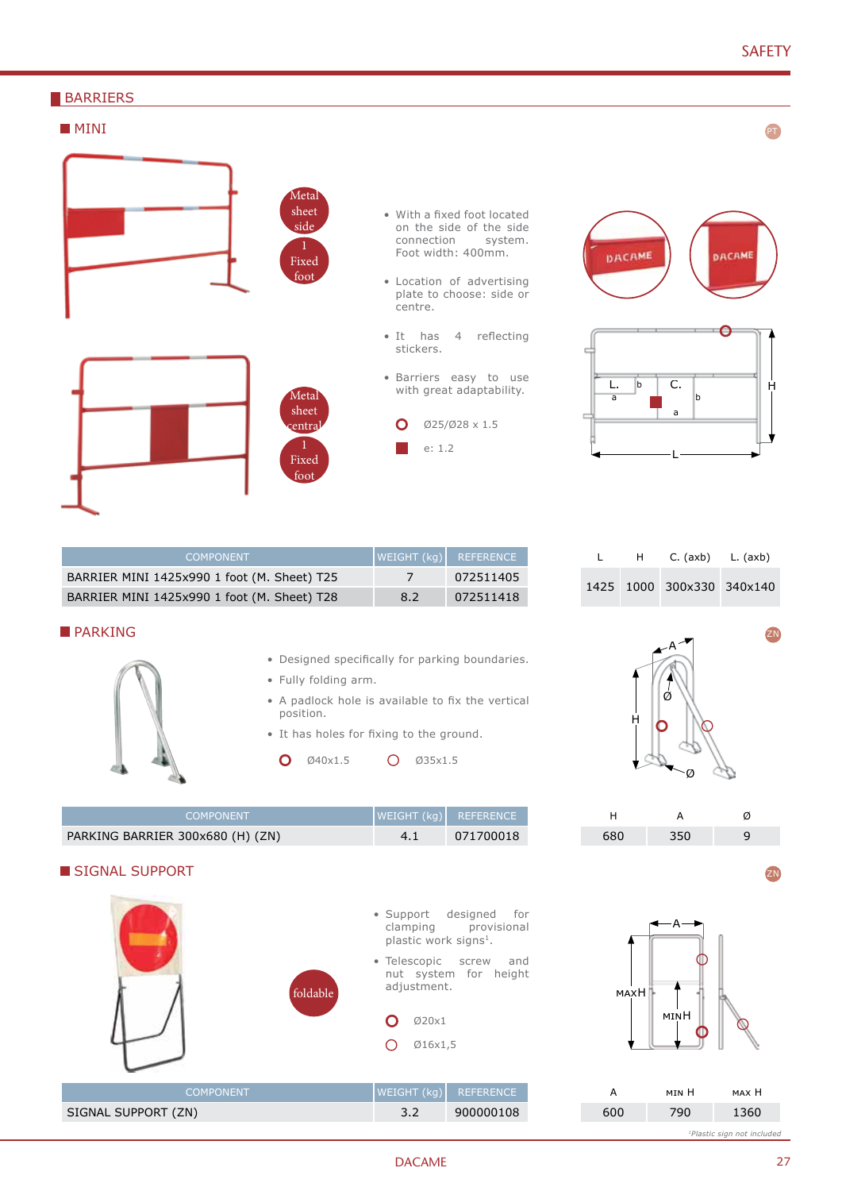## BARRIERS

### MINI

PT

Metal sheet side
1 Fixed foot

Metal sheet central
1 Fixed foot

- With a fixed foot located on the side of the side connection system. Foot width: 400mm.
- Location of advertising plate to choose: side or centre.
- It has 4 reflecting stickers.
- Barriers easy to use with great adaptability.

Ø25/Ø28 x 1.5

e: 1.2

| COMPONENT | WEIGHT (kg) | REFERENCE |
|---|---|---|
| BARRIER MINI 1425x990 1 foot (M. Sheet) T25 | 7 | 072511405 |
| BARRIER MINI 1425x990 1 foot (M. Sheet) T28 | 8.2 | 072511418 |

| L | H | C. (axb) | L. (axb) |
|---|---|---|---|
| 1425 | 1000 | 300x330 | 340x140 |

### PARKING

ZN

- Designed specifically for parking boundaries.
- Fully folding arm.
- A padlock hole is available to fix the vertical position.
- It has holes for fixing to the ground.

Ø40x1.5 Ø35x1.5

| COMPONENT | WEIGHT (kg) | REFERENCE |
|---|---|---|
| PARKING BARRIER 300x680 (H) (ZN) | 4.1 | 071700018 |

| H | A | Ø |
|---|---|---|
| 680 | 350 | 9 |

### SIGNAL SUPPORT

ZN

foldable

- Support designed for clamping provisional plastic work signs[1].
- Telescopic screw and nut system for height adjustment.

Ø20x1

Ø16x1,5

| COMPONENT | WEIGHT (kg) | REFERENCE |
|---|---|---|
| SIGNAL SUPPORT (ZN) | 3.2 | 900000108 |

| A | MIN H | MAX H |
|---|---|---|
| 600 | 790 | 1360 |

[1]Plastic sign not included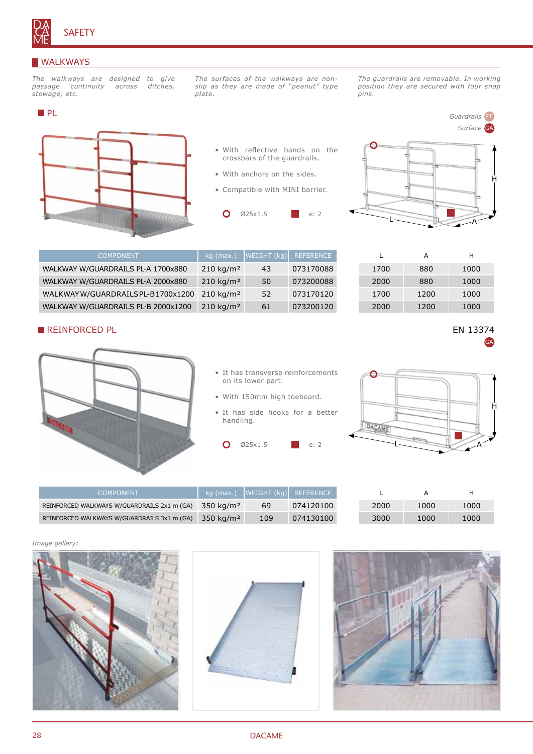# SAFETY

## WALKWAYS

*The walkways are designed to give passage continuity across ditches, stowage, etc.*

*The surfaces of the walkways are non-slip as they are made of "peanut" type plate.*

*The guardrails are removable. In working position they are secured with four snap pins.*

### PL

*Guardrails* PT

*Surface* GA

- With reflective bands on the crossbars of the guardrails.
- With anchors on the sides.
- Compatible with MINI barrier.

Ø25x1.5 e: 2

L A H

| COMPONENT | kg (max.) | WEIGHT (kg) | REFERENCE | L | A | H |
|---|---|---|---|---|---|---|
| WALKWAY W/GUARDRAILS PL-A 1700x880 | 210 kg/m² | 43 | 073170088 | 1700 | 880 | 1000 |
| WALKWAY W/GUARDRAILS PL-A 2000x880 | 210 kg/m² | 50 | 073200088 | 2000 | 880 | 1000 |
| WALKWAY W/GUARDRAILS PL-B 1700x1200 | 210 kg/m² | 52 | 073170120 | 1700 | 1200 | 1000 |
| WALKWAY W/GUARDRAILS PL-B 2000x1200 | 210 kg/m² | 61 | 073200120 | 2000 | 1200 | 1000 |

### REINFORCED PL

EN 13374

GA

- It has transverse reinforcements on its lower part.
- With 150mm high toeboard.
- It has side hooks for a better handling.

Ø25x1.5 e: 2

L A H

| COMPONENT | kg (max.) | WEIGHT (kg) | REFERENCE | L | A | H |
|---|---|---|---|---|---|---|
| REINFORCED WALKWAYS W/GUARDRAILS 2x1 m (GA) | 350 kg/m² | 69 | 074120100 | 2000 | 1000 | 1000 |
| REINFORCED WALKWAYS W/GUARDRAILS 3x1 m (GA) | 350 kg/m² | 109 | 074130100 | 3000 | 1000 | 1000 |

*Image gallery:*